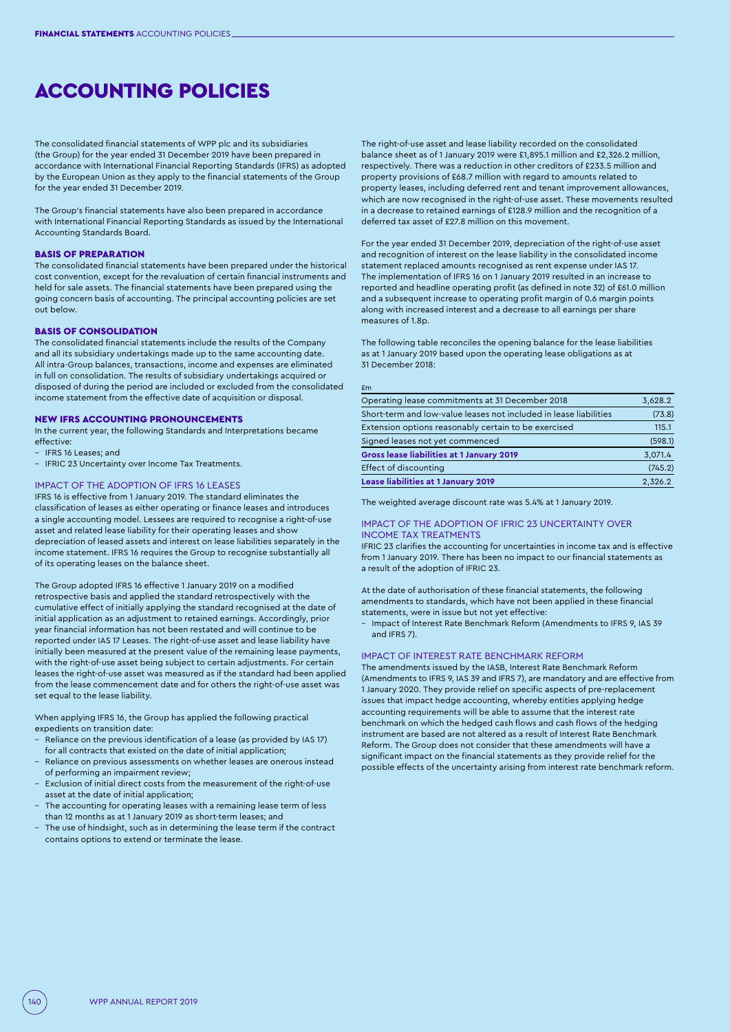# ACCOUNTING POLICIES

The consolidated financial statements of WPP plc and its subsidiaries (the Group) for the year ended 31 December 2019 have been prepared in accordance with International Financial Reporting Standards (IFRS) as adopted by the European Union as they apply to the financial statements of the Group for the year ended 31 December 2019.

The Group's financial statements have also been prepared in accordance with International Financial Reporting Standards as issued by the International Accounting Standards Board.

## BASIS OF PREPARATION

The consolidated financial statements have been prepared under the historical cost convention, except for the revaluation of certain financial instruments and held for sale assets. The financial statements have been prepared using the going concern basis of accounting. The principal accounting policies are set out below.

## BASIS OF CONSOLIDATION

The consolidated financial statements include the results of the Company and all its subsidiary undertakings made up to the same accounting date. All intra-Group balances, transactions, income and expenses are eliminated in full on consolidation. The results of subsidiary undertakings acquired or disposed of during the period are included or excluded from the consolidated income statement from the effective date of acquisition or disposal.

## NEW IFRS ACCOUNTING PRONOUNCEMENTS

In the current year, the following Standards and Interpretations became effective:

- IFRS 16 Leases; and
- IFRIC 23 Uncertainty over Income Tax Treatments.

### IMPACT OF THE ADOPTION OF IFRS 16 LEASES

IFRS 16 is effective from 1 January 2019. The standard eliminates the classification of leases as either operating or finance leases and introduces a single accounting model. Lessees are required to recognise a right-of-use asset and related lease liability for their operating leases and show depreciation of leased assets and interest on lease liabilities separately in the income statement. IFRS 16 requires the Group to recognise substantially all of its operating leases on the balance sheet.

The Group adopted IFRS 16 effective 1 January 2019 on a modified retrospective basis and applied the standard retrospectively with the cumulative effect of initially applying the standard recognised at the date of initial application as an adjustment to retained earnings. Accordingly, prior year financial information has not been restated and will continue to be reported under IAS 17 Leases. The right-of-use asset and lease liability have initially been measured at the present value of the remaining lease payments, with the right-of-use asset being subject to certain adjustments. For certain leases the right-of-use asset was measured as if the standard had been applied from the lease commencement date and for others the right-of-use asset was set equal to the lease liability.

When applying IFRS 16, the Group has applied the following practical expedients on transition date:

- Reliance on the previous identification of a lease (as provided by IAS 17) for all contracts that existed on the date of initial application;
- Reliance on previous assessments on whether leases are onerous instead of performing an impairment review;
- Exclusion of initial direct costs from the measurement of the right-of-use asset at the date of initial application;
- The accounting for operating leases with a remaining lease term of less than 12 months as at 1 January 2019 as short-term leases; and
- The use of hindsight, such as in determining the lease term if the contract contains options to extend or terminate the lease.

The right-of-use asset and lease liability recorded on the consolidated balance sheet as of 1 January 2019 were £1,895.1 million and £2,326.2 million, respectively. There was a reduction in other creditors of £233.5 million and property provisions of £68.7 million with regard to amounts related to property leases, including deferred rent and tenant improvement allowances, which are now recognised in the right-of-use asset. These movements resulted in a decrease to retained earnings of £128.9 million and the recognition of a deferred tax asset of £27.8 million on this movement.

For the year ended 31 December 2019, depreciation of the right-of-use asset and recognition of interest on the lease liability in the consolidated income statement replaced amounts recognised as rent expense under IAS 17. The implementation of IFRS 16 on 1 January 2019 resulted in an increase to reported and headline operating profit (as defined in note 32) of £61.0 million and a subsequent increase to operating profit margin of 0.6 margin points along with increased interest and a decrease to all earnings per share measures of 1.8p.

The following table reconciles the opening balance for the lease liabilities as at 1 January 2019 based upon the operating lease obligations as at 31 December 2018:

| £m | |
|---|---|
| Operating lease commitments at 31 December 2018 | 3,628.2 |
| Short-term and low-value leases not included in lease liabilities | (73.8) |
| Extension options reasonably certain to be exercised | 115.1 |
| Signed leases not yet commenced | (598.1) |
| **Gross lease liabilities at 1 January 2019** | **3,071.4** |
| Effect of discounting | (745.2) |
| **Lease liabilities at 1 January 2019** | **2,326.2** |

The weighted average discount rate was 5.4% at 1 January 2019.

### IMPACT OF THE ADOPTION OF IFRIC 23 UNCERTAINTY OVER INCOME TAX TREATMENTS

IFRIC 23 clarifies the accounting for uncertainties in income tax and is effective from 1 January 2019. There has been no impact to our financial statements as a result of the adoption of IFRIC 23.

At the date of authorisation of these financial statements, the following amendments to standards, which have not been applied in these financial statements, were in issue but not yet effective:

- Impact of Interest Rate Benchmark Reform (Amendments to IFRS 9, IAS 39 and IFRS 7).

### IMPACT OF INTEREST RATE BENCHMARK REFORM

The amendments issued by the IASB, Interest Rate Benchmark Reform (Amendments to IFRS 9, IAS 39 and IFRS 7), are mandatory and are effective from 1 January 2020. They provide relief on specific aspects of pre-replacement issues that impact hedge accounting, whereby entities applying hedge accounting requirements will be able to assume that the interest rate benchmark on which the hedged cash flows and cash flows of the hedging instrument are based are not altered as a result of Interest Rate Benchmark Reform. The Group does not consider that these amendments will have a significant impact on the financial statements as they provide relief for the possible effects of the uncertainty arising from interest rate benchmark reform.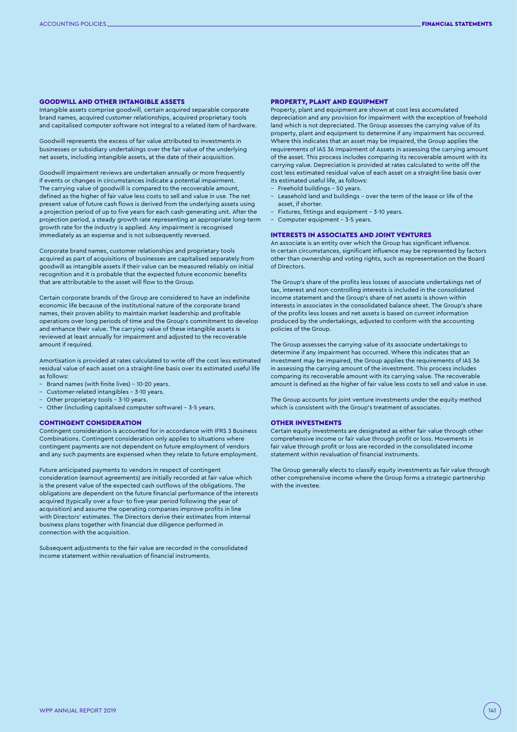## GOODWILL AND OTHER INTANGIBLE ASSETS

Intangible assets comprise goodwill, certain acquired separable corporate brand names, acquired customer relationships, acquired proprietary tools and capitalised computer software not integral to a related item of hardware.

Goodwill represents the excess of fair value attributed to investments in businesses or subsidiary undertakings over the fair value of the underlying net assets, including intangible assets, at the date of their acquisition.

Goodwill impairment reviews are undertaken annually or more frequently if events or changes in circumstances indicate a potential impairment. The carrying value of goodwill is compared to the recoverable amount, defined as the higher of fair value less costs to sell and value in use. The net present value of future cash flows is derived from the underlying assets using a projection period of up to five years for each cash-generating unit. After the projection period, a steady growth rate representing an appropriate long-term growth rate for the industry is applied. Any impairment is recognised immediately as an expense and is not subsequently reversed.

Corporate brand names, customer relationships and proprietary tools acquired as part of acquisitions of businesses are capitalised separately from goodwill as intangible assets if their value can be measured reliably on initial recognition and it is probable that the expected future economic benefits that are attributable to the asset will flow to the Group.

Certain corporate brands of the Group are considered to have an indefinite economic life because of the institutional nature of the corporate brand names, their proven ability to maintain market leadership and profitable operations over long periods of time and the Group's commitment to develop and enhance their value. The carrying value of these intangible assets is reviewed at least annually for impairment and adjusted to the recoverable amount if required.

Amortisation is provided at rates calculated to write off the cost less estimated residual value of each asset on a straight-line basis over its estimated useful life as follows:

- Brand names (with finite lives) – 10-20 years.
- Customer-related intangibles – 3-10 years.
- Other proprietary tools – 3-10 years.
- Other (including capitalised computer software) – 3-5 years.

## CONTINGENT CONSIDERATION

Contingent consideration is accounted for in accordance with IFRS 3 Business Combinations. Contingent consideration only applies to situations where contingent payments are not dependent on future employment of vendors and any such payments are expensed when they relate to future employment.

Future anticipated payments to vendors in respect of contingent consideration (earnout agreements) are initially recorded at fair value which is the present value of the expected cash outflows of the obligations. The obligations are dependent on the future financial performance of the interests acquired (typically over a four- to five-year period following the year of acquisition) and assume the operating companies improve profits in line with Directors' estimates. The Directors derive their estimates from internal business plans together with financial due diligence performed in connection with the acquisition.

Subsequent adjustments to the fair value are recorded in the consolidated income statement within revaluation of financial instruments.

## PROPERTY, PLANT AND EQUIPMENT

Property, plant and equipment are shown at cost less accumulated depreciation and any provision for impairment with the exception of freehold land which is not depreciated. The Group assesses the carrying value of its property, plant and equipment to determine if any impairment has occurred. Where this indicates that an asset may be impaired, the Group applies the requirements of IAS 36 Impairment of Assets in assessing the carrying amount of the asset. This process includes comparing its recoverable amount with its carrying value. Depreciation is provided at rates calculated to write off the cost less estimated residual value of each asset on a straight-line basis over its estimated useful life, as follows:

- Freehold buildings – 50 years.
- Leasehold land and buildings – over the term of the lease or life of the asset, if shorter.
- Fixtures, fittings and equipment – 3-10 years.
- Computer equipment – 3-5 years.

## INTERESTS IN ASSOCIATES AND JOINT VENTURES

An associate is an entity over which the Group has significant influence. In certain circumstances, significant influence may be represented by factors other than ownership and voting rights, such as representation on the Board of Directors.

The Group's share of the profits less losses of associate undertakings net of tax, interest and non-controlling interests is included in the consolidated income statement and the Group's share of net assets is shown within interests in associates in the consolidated balance sheet. The Group's share of the profits less losses and net assets is based on current information produced by the undertakings, adjusted to conform with the accounting policies of the Group.

The Group assesses the carrying value of its associate undertakings to determine if any impairment has occurred. Where this indicates that an investment may be impaired, the Group applies the requirements of IAS 36 in assessing the carrying amount of the investment. This process includes comparing its recoverable amount with its carrying value. The recoverable amount is defined as the higher of fair value less costs to sell and value in use.

The Group accounts for joint venture investments under the equity method which is consistent with the Group's treatment of associates.

## OTHER INVESTMENTS

Certain equity investments are designated as either fair value through other comprehensive income or fair value through profit or loss. Movements in fair value through profit or loss are recorded in the consolidated income statement within revaluation of financial instruments.

The Group generally elects to classify equity investments as fair value through other comprehensive income where the Group forms a strategic partnership with the investee.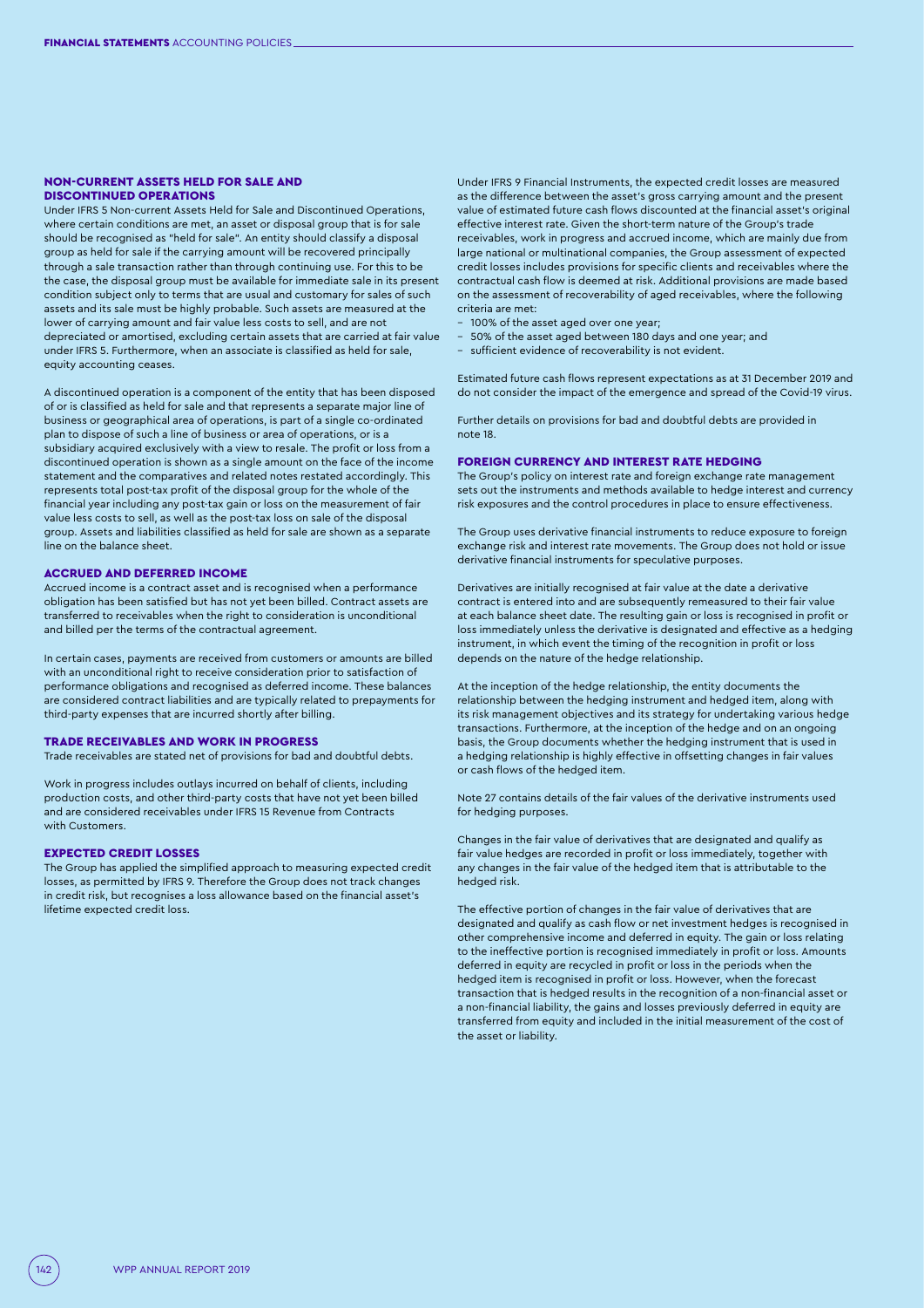## NON-CURRENT ASSETS HELD FOR SALE AND DISCONTINUED OPERATIONS

Under IFRS 5 Non-current Assets Held for Sale and Discontinued Operations, where certain conditions are met, an asset or disposal group that is for sale should be recognised as "held for sale". An entity should classify a disposal group as held for sale if the carrying amount will be recovered principally through a sale transaction rather than through continuing use. For this to be the case, the disposal group must be available for immediate sale in its present condition subject only to terms that are usual and customary for sales of such assets and its sale must be highly probable. Such assets are measured at the lower of carrying amount and fair value less costs to sell, and are not depreciated or amortised, excluding certain assets that are carried at fair value under IFRS 5. Furthermore, when an associate is classified as held for sale, equity accounting ceases.

A discontinued operation is a component of the entity that has been disposed of or is classified as held for sale and that represents a separate major line of business or geographical area of operations, is part of a single co-ordinated plan to dispose of such a line of business or area of operations, or is a subsidiary acquired exclusively with a view to resale. The profit or loss from a discontinued operation is shown as a single amount on the face of the income statement and the comparatives and related notes restated accordingly. This represents total post-tax profit of the disposal group for the whole of the financial year including any post-tax gain or loss on the measurement of fair value less costs to sell, as well as the post-tax loss on sale of the disposal group. Assets and liabilities classified as held for sale are shown as a separate line on the balance sheet.

## ACCRUED AND DEFERRED INCOME

Accrued income is a contract asset and is recognised when a performance obligation has been satisfied but has not yet been billed. Contract assets are transferred to receivables when the right to consideration is unconditional and billed per the terms of the contractual agreement.

In certain cases, payments are received from customers or amounts are billed with an unconditional right to receive consideration prior to satisfaction of performance obligations and recognised as deferred income. These balances are considered contract liabilities and are typically related to prepayments for third-party expenses that are incurred shortly after billing.

## TRADE RECEIVABLES AND WORK IN PROGRESS

Trade receivables are stated net of provisions for bad and doubtful debts.

Work in progress includes outlays incurred on behalf of clients, including production costs, and other third-party costs that have not yet been billed and are considered receivables under IFRS 15 Revenue from Contracts with Customers.

## EXPECTED CREDIT LOSSES

The Group has applied the simplified approach to measuring expected credit losses, as permitted by IFRS 9. Therefore the Group does not track changes in credit risk, but recognises a loss allowance based on the financial asset's lifetime expected credit loss.

Under IFRS 9 Financial Instruments, the expected credit losses are measured as the difference between the asset's gross carrying amount and the present value of estimated future cash flows discounted at the financial asset's original effective interest rate. Given the short-term nature of the Group's trade receivables, work in progress and accrued income, which are mainly due from large national or multinational companies, the Group assessment of expected credit losses includes provisions for specific clients and receivables where the contractual cash flow is deemed at risk. Additional provisions are made based on the assessment of recoverability of aged receivables, where the following criteria are met:

- 100% of the asset aged over one year;
- 50% of the asset aged between 180 days and one year; and
- sufficient evidence of recoverability is not evident.

Estimated future cash flows represent expectations as at 31 December 2019 and do not consider the impact of the emergence and spread of the Covid-19 virus.

Further details on provisions for bad and doubtful debts are provided in note 18.

## FOREIGN CURRENCY AND INTEREST RATE HEDGING

The Group's policy on interest rate and foreign exchange rate management sets out the instruments and methods available to hedge interest and currency risk exposures and the control procedures in place to ensure effectiveness.

The Group uses derivative financial instruments to reduce exposure to foreign exchange risk and interest rate movements. The Group does not hold or issue derivative financial instruments for speculative purposes.

Derivatives are initially recognised at fair value at the date a derivative contract is entered into and are subsequently remeasured to their fair value at each balance sheet date. The resulting gain or loss is recognised in profit or loss immediately unless the derivative is designated and effective as a hedging instrument, in which event the timing of the recognition in profit or loss depends on the nature of the hedge relationship.

At the inception of the hedge relationship, the entity documents the relationship between the hedging instrument and hedged item, along with its risk management objectives and its strategy for undertaking various hedge transactions. Furthermore, at the inception of the hedge and on an ongoing basis, the Group documents whether the hedging instrument that is used in a hedging relationship is highly effective in offsetting changes in fair values or cash flows of the hedged item.

Note 27 contains details of the fair values of the derivative instruments used for hedging purposes.

Changes in the fair value of derivatives that are designated and qualify as fair value hedges are recorded in profit or loss immediately, together with any changes in the fair value of the hedged item that is attributable to the hedged risk.

The effective portion of changes in the fair value of derivatives that are designated and qualify as cash flow or net investment hedges is recognised in other comprehensive income and deferred in equity. The gain or loss relating to the ineffective portion is recognised immediately in profit or loss. Amounts deferred in equity are recycled in profit or loss in the periods when the hedged item is recognised in profit or loss. However, when the forecast transaction that is hedged results in the recognition of a non-financial asset or a non-financial liability, the gains and losses previously deferred in equity are transferred from equity and included in the initial measurement of the cost of the asset or liability.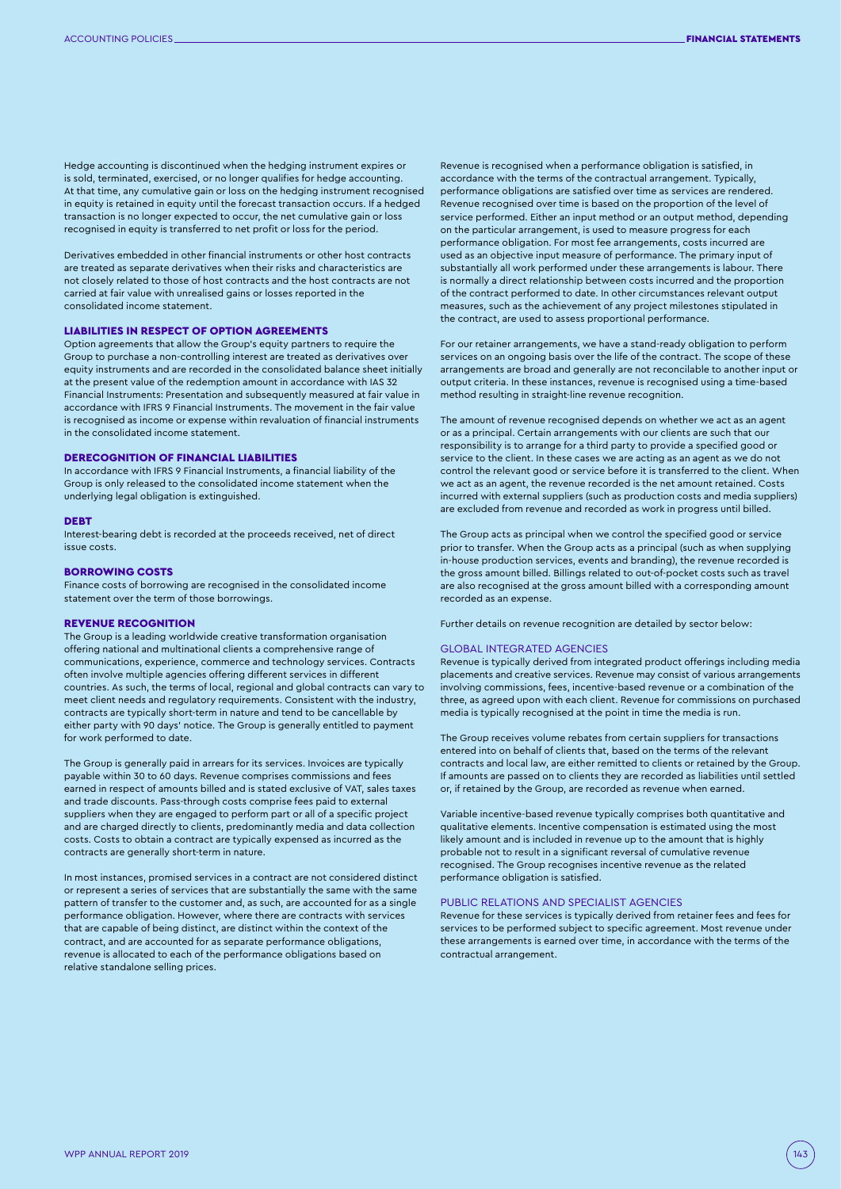Hedge accounting is discontinued when the hedging instrument expires or is sold, terminated, exercised, or no longer qualifies for hedge accounting. At that time, any cumulative gain or loss on the hedging instrument recognised in equity is retained in equity until the forecast transaction occurs. If a hedged transaction is no longer expected to occur, the net cumulative gain or loss recognised in equity is transferred to net profit or loss for the period.

Derivatives embedded in other financial instruments or other host contracts are treated as separate derivatives when their risks and characteristics are not closely related to those of host contracts and the host contracts are not carried at fair value with unrealised gains or losses reported in the consolidated income statement.

## LIABILITIES IN RESPECT OF OPTION AGREEMENTS

Option agreements that allow the Group's equity partners to require the Group to purchase a non-controlling interest are treated as derivatives over equity instruments and are recorded in the consolidated balance sheet initially at the present value of the redemption amount in accordance with IAS 32 Financial Instruments: Presentation and subsequently measured at fair value in accordance with IFRS 9 Financial Instruments. The movement in the fair value is recognised as income or expense within revaluation of financial instruments in the consolidated income statement.

## DERECOGNITION OF FINANCIAL LIABILITIES

In accordance with IFRS 9 Financial Instruments, a financial liability of the Group is only released to the consolidated income statement when the underlying legal obligation is extinguished.

## DEBT

Interest-bearing debt is recorded at the proceeds received, net of direct issue costs.

## BORROWING COSTS

Finance costs of borrowing are recognised in the consolidated income statement over the term of those borrowings.

## REVENUE RECOGNITION

The Group is a leading worldwide creative transformation organisation offering national and multinational clients a comprehensive range of communications, experience, commerce and technology services. Contracts often involve multiple agencies offering different services in different countries. As such, the terms of local, regional and global contracts can vary to meet client needs and regulatory requirements. Consistent with the industry, contracts are typically short-term in nature and tend to be cancellable by either party with 90 days' notice. The Group is generally entitled to payment for work performed to date.

The Group is generally paid in arrears for its services. Invoices are typically payable within 30 to 60 days. Revenue comprises commissions and fees earned in respect of amounts billed and is stated exclusive of VAT, sales taxes and trade discounts. Pass-through costs comprise fees paid to external suppliers when they are engaged to perform part or all of a specific project and are charged directly to clients, predominantly media and data collection costs. Costs to obtain a contract are typically expensed as incurred as the contracts are generally short-term in nature.

In most instances, promised services in a contract are not considered distinct or represent a series of services that are substantially the same with the same pattern of transfer to the customer and, as such, are accounted for as a single performance obligation. However, where there are contracts with services that are capable of being distinct, are distinct within the context of the contract, and are accounted for as separate performance obligations, revenue is allocated to each of the performance obligations based on relative standalone selling prices.

Revenue is recognised when a performance obligation is satisfied, in accordance with the terms of the contractual arrangement. Typically, performance obligations are satisfied over time as services are rendered. Revenue recognised over time is based on the proportion of the level of service performed. Either an input method or an output method, depending on the particular arrangement, is used to measure progress for each performance obligation. For most fee arrangements, costs incurred are used as an objective input measure of performance. The primary input of substantially all work performed under these arrangements is labour. There is normally a direct relationship between costs incurred and the proportion of the contract performed to date. In other circumstances relevant output measures, such as the achievement of any project milestones stipulated in the contract, are used to assess proportional performance.

For our retainer arrangements, we have a stand-ready obligation to perform services on an ongoing basis over the life of the contract. The scope of these arrangements are broad and generally are not reconcilable to another input or output criteria. In these instances, revenue is recognised using a time-based method resulting in straight-line revenue recognition.

The amount of revenue recognised depends on whether we act as an agent or as a principal. Certain arrangements with our clients are such that our responsibility is to arrange for a third party to provide a specified good or service to the client. In these cases we are acting as an agent as we do not control the relevant good or service before it is transferred to the client. When we act as an agent, the revenue recorded is the net amount retained. Costs incurred with external suppliers (such as production costs and media suppliers) are excluded from revenue and recorded as work in progress until billed.

The Group acts as principal when we control the specified good or service prior to transfer. When the Group acts as a principal (such as when supplying in-house production services, events and branding), the revenue recorded is the gross amount billed. Billings related to out-of-pocket costs such as travel are also recognised at the gross amount billed with a corresponding amount recorded as an expense.

Further details on revenue recognition are detailed by sector below:

### GLOBAL INTEGRATED AGENCIES

Revenue is typically derived from integrated product offerings including media placements and creative services. Revenue may consist of various arrangements involving commissions, fees, incentive-based revenue or a combination of the three, as agreed upon with each client. Revenue for commissions on purchased media is typically recognised at the point in time the media is run.

The Group receives volume rebates from certain suppliers for transactions entered into on behalf of clients that, based on the terms of the relevant contracts and local law, are either remitted to clients or retained by the Group. If amounts are passed on to clients they are recorded as liabilities until settled or, if retained by the Group, are recorded as revenue when earned.

Variable incentive-based revenue typically comprises both quantitative and qualitative elements. Incentive compensation is estimated using the most likely amount and is included in revenue up to the amount that is highly probable not to result in a significant reversal of cumulative revenue recognised. The Group recognises incentive revenue as the related performance obligation is satisfied.

### PUBLIC RELATIONS AND SPECIALIST AGENCIES

Revenue for these services is typically derived from retainer fees and fees for services to be performed subject to specific agreement. Most revenue under these arrangements is earned over time, in accordance with the terms of the contractual arrangement.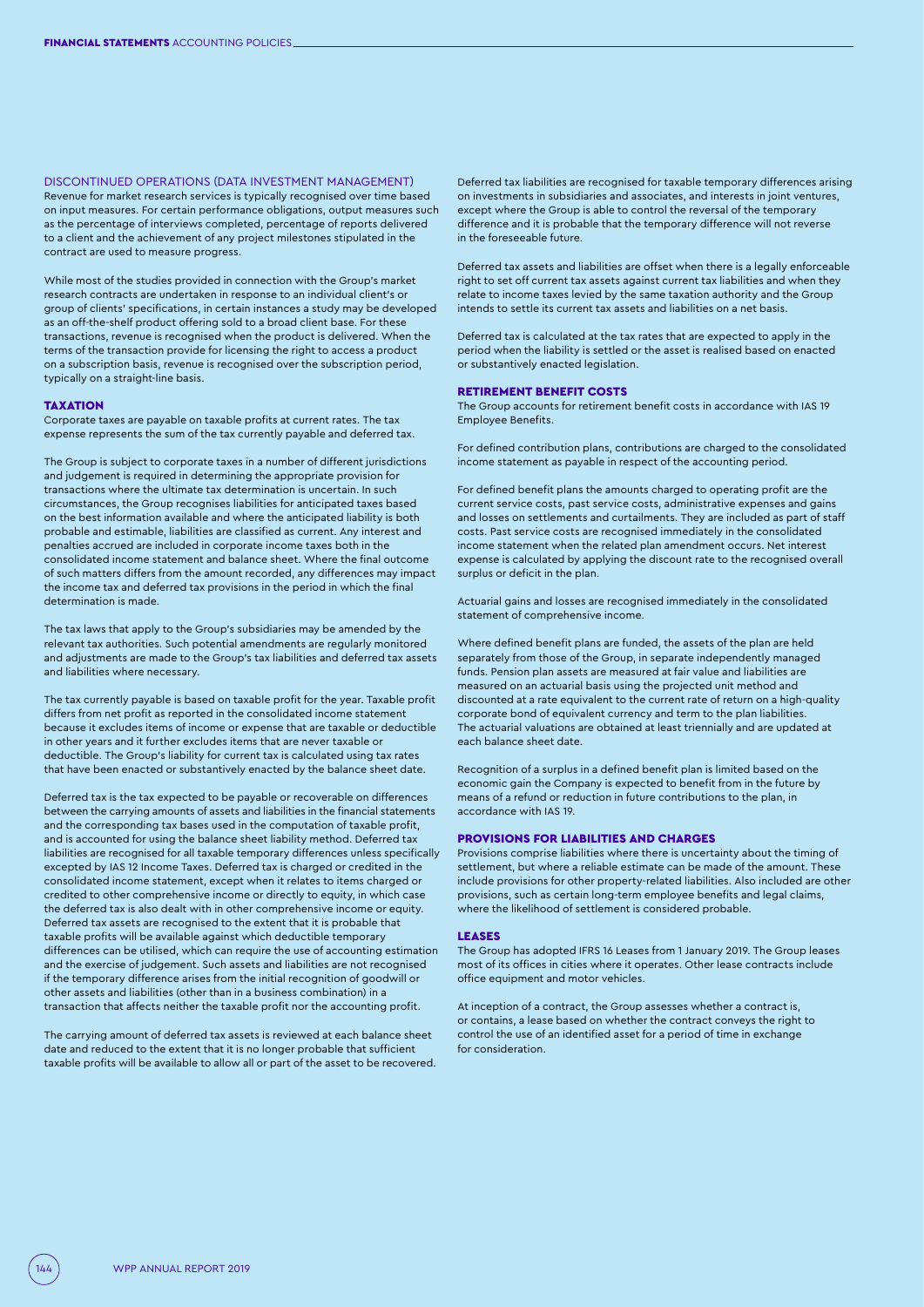#### DISCONTINUED OPERATIONS (DATA INVESTMENT MANAGEMENT)

Revenue for market research services is typically recognised over time based on input measures. For certain performance obligations, output measures such as the percentage of interviews completed, percentage of reports delivered to a client and the achievement of any project milestones stipulated in the contract are used to measure progress.

While most of the studies provided in connection with the Group's market research contracts are undertaken in response to an individual client's or group of clients' specifications, in certain instances a study may be developed as an off-the-shelf product offering sold to a broad client base. For these transactions, revenue is recognised when the product is delivered. When the terms of the transaction provide for licensing the right to access a product on a subscription basis, revenue is recognised over the subscription period, typically on a straight-line basis.

### TAXATION

Corporate taxes are payable on taxable profits at current rates. The tax expense represents the sum of the tax currently payable and deferred tax.

The Group is subject to corporate taxes in a number of different jurisdictions and judgement is required in determining the appropriate provision for transactions where the ultimate tax determination is uncertain. In such circumstances, the Group recognises liabilities for anticipated taxes based on the best information available and where the anticipated liability is both probable and estimable, liabilities are classified as current. Any interest and penalties accrued are included in corporate income taxes both in the consolidated income statement and balance sheet. Where the final outcome of such matters differs from the amount recorded, any differences may impact the income tax and deferred tax provisions in the period in which the final determination is made.

The tax laws that apply to the Group's subsidiaries may be amended by the relevant tax authorities. Such potential amendments are regularly monitored and adjustments are made to the Group's tax liabilities and deferred tax assets and liabilities where necessary.

The tax currently payable is based on taxable profit for the year. Taxable profit differs from net profit as reported in the consolidated income statement because it excludes items of income or expense that are taxable or deductible in other years and it further excludes items that are never taxable or deductible. The Group's liability for current tax is calculated using tax rates that have been enacted or substantively enacted by the balance sheet date.

Deferred tax is the tax expected to be payable or recoverable on differences between the carrying amounts of assets and liabilities in the financial statements and the corresponding tax bases used in the computation of taxable profit, and is accounted for using the balance sheet liability method. Deferred tax liabilities are recognised for all taxable temporary differences unless specifically excepted by IAS 12 Income Taxes. Deferred tax is charged or credited in the consolidated income statement, except when it relates to items charged or credited to other comprehensive income or directly to equity, in which case the deferred tax is also dealt with in other comprehensive income or equity. Deferred tax assets are recognised to the extent that it is probable that taxable profits will be available against which deductible temporary differences can be utilised, which can require the use of accounting estimation and the exercise of judgement. Such assets and liabilities are not recognised if the temporary difference arises from the initial recognition of goodwill or other assets and liabilities (other than in a business combination) in a transaction that affects neither the taxable profit nor the accounting profit.

The carrying amount of deferred tax assets is reviewed at each balance sheet date and reduced to the extent that it is no longer probable that sufficient taxable profits will be available to allow all or part of the asset to be recovered.

Deferred tax liabilities are recognised for taxable temporary differences arising on investments in subsidiaries and associates, and interests in joint ventures, except where the Group is able to control the reversal of the temporary difference and it is probable that the temporary difference will not reverse in the foreseeable future.

Deferred tax assets and liabilities are offset when there is a legally enforceable right to set off current tax assets against current tax liabilities and when they relate to income taxes levied by the same taxation authority and the Group intends to settle its current tax assets and liabilities on a net basis.

Deferred tax is calculated at the tax rates that are expected to apply in the period when the liability is settled or the asset is realised based on enacted or substantively enacted legislation.

### RETIREMENT BENEFIT COSTS

The Group accounts for retirement benefit costs in accordance with IAS 19 Employee Benefits.

For defined contribution plans, contributions are charged to the consolidated income statement as payable in respect of the accounting period.

For defined benefit plans the amounts charged to operating profit are the current service costs, past service costs, administrative expenses and gains and losses on settlements and curtailments. They are included as part of staff costs. Past service costs are recognised immediately in the consolidated income statement when the related plan amendment occurs. Net interest expense is calculated by applying the discount rate to the recognised overall surplus or deficit in the plan.

Actuarial gains and losses are recognised immediately in the consolidated statement of comprehensive income.

Where defined benefit plans are funded, the assets of the plan are held separately from those of the Group, in separate independently managed funds. Pension plan assets are measured at fair value and liabilities are measured on an actuarial basis using the projected unit method and discounted at a rate equivalent to the current rate of return on a high-quality corporate bond of equivalent currency and term to the plan liabilities. The actuarial valuations are obtained at least triennially and are updated at each balance sheet date.

Recognition of a surplus in a defined benefit plan is limited based on the economic gain the Company is expected to benefit from in the future by means of a refund or reduction in future contributions to the plan, in accordance with IAS 19.

### PROVISIONS FOR LIABILITIES AND CHARGES

Provisions comprise liabilities where there is uncertainty about the timing of settlement, but where a reliable estimate can be made of the amount. These include provisions for other property-related liabilities. Also included are other provisions, such as certain long-term employee benefits and legal claims, where the likelihood of settlement is considered probable.

### LEASES

The Group has adopted IFRS 16 Leases from 1 January 2019. The Group leases most of its offices in cities where it operates. Other lease contracts include office equipment and motor vehicles.

At inception of a contract, the Group assesses whether a contract is, or contains, a lease based on whether the contract conveys the right to control the use of an identified asset for a period of time in exchange for consideration.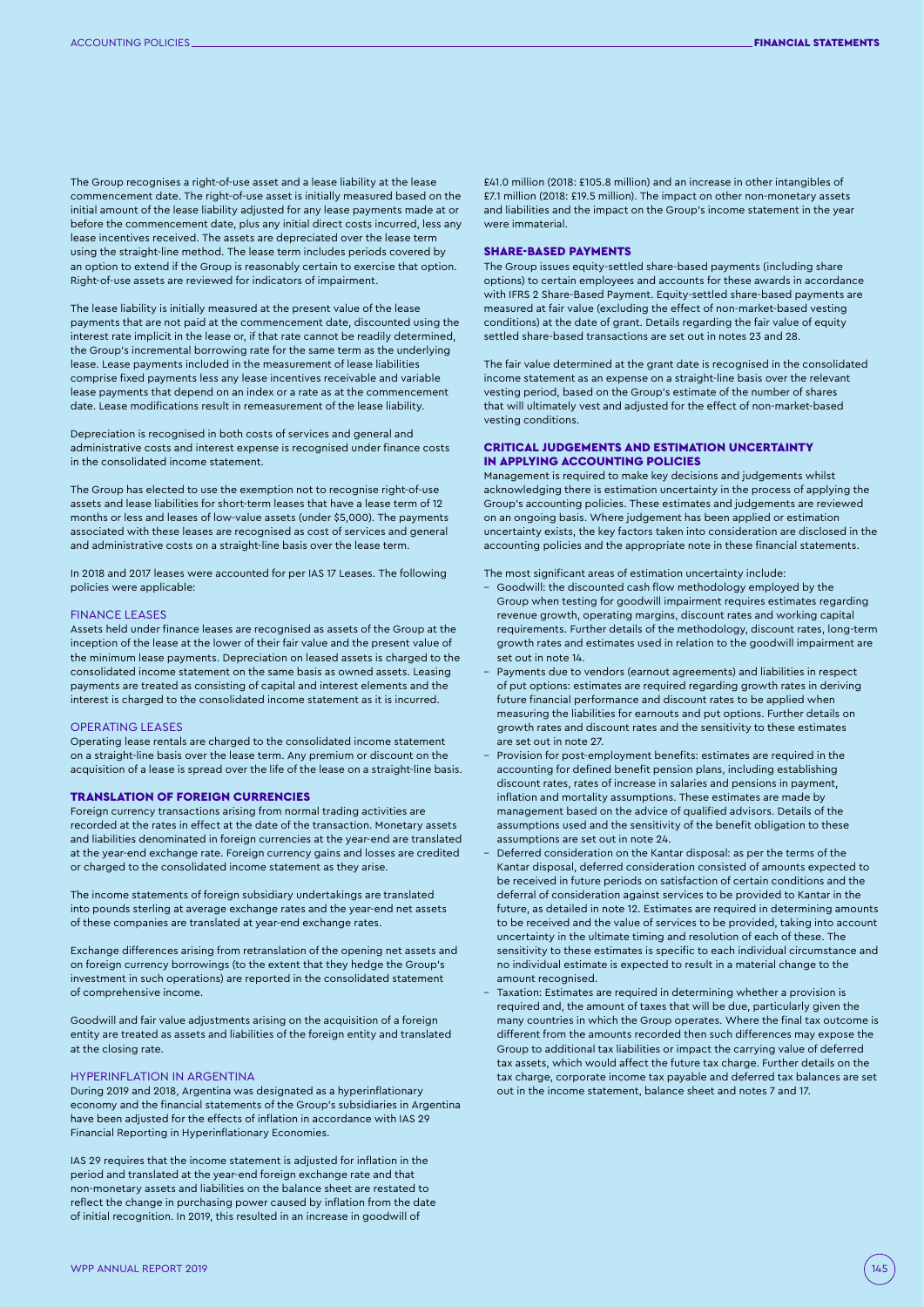The Group recognises a right-of-use asset and a lease liability at the lease commencement date. The right-of-use asset is initially measured based on the initial amount of the lease liability adjusted for any lease payments made at or before the commencement date, plus any initial direct costs incurred, less any lease incentives received. The assets are depreciated over the lease term using the straight-line method. The lease term includes periods covered by an option to extend if the Group is reasonably certain to exercise that option. Right-of-use assets are reviewed for indicators of impairment.

The lease liability is initially measured at the present value of the lease payments that are not paid at the commencement date, discounted using the interest rate implicit in the lease or, if that rate cannot be readily determined, the Group's incremental borrowing rate for the same term as the underlying lease. Lease payments included in the measurement of lease liabilities comprise fixed payments less any lease incentives receivable and variable lease payments that depend on an index or a rate as at the commencement date. Lease modifications result in remeasurement of the lease liability.

Depreciation is recognised in both costs of services and general and administrative costs and interest expense is recognised under finance costs in the consolidated income statement.

The Group has elected to use the exemption not to recognise right-of-use assets and lease liabilities for short-term leases that have a lease term of 12 months or less and leases of low-value assets (under $5,000). The payments associated with these leases are recognised as cost of services and general and administrative costs on a straight-line basis over the lease term.

In 2018 and 2017 leases were accounted for per IAS 17 Leases. The following policies were applicable:

### FINANCE LEASES

Assets held under finance leases are recognised as assets of the Group at the inception of the lease at the lower of their fair value and the present value of the minimum lease payments. Depreciation on leased assets is charged to the consolidated income statement on the same basis as owned assets. Leasing payments are treated as consisting of capital and interest elements and the interest is charged to the consolidated income statement as it is incurred.

### OPERATING LEASES

Operating lease rentals are charged to the consolidated income statement on a straight-line basis over the lease term. Any premium or discount on the acquisition of a lease is spread over the life of the lease on a straight-line basis.

## TRANSLATION OF FOREIGN CURRENCIES

Foreign currency transactions arising from normal trading activities are recorded at the rates in effect at the date of the transaction. Monetary assets and liabilities denominated in foreign currencies at the year-end are translated at the year-end exchange rate. Foreign currency gains and losses are credited or charged to the consolidated income statement as they arise.

The income statements of foreign subsidiary undertakings are translated into pounds sterling at average exchange rates and the year-end net assets of these companies are translated at year-end exchange rates.

Exchange differences arising from retranslation of the opening net assets and on foreign currency borrowings (to the extent that they hedge the Group's investment in such operations) are reported in the consolidated statement of comprehensive income.

Goodwill and fair value adjustments arising on the acquisition of a foreign entity are treated as assets and liabilities of the foreign entity and translated at the closing rate.

### HYPERINFLATION IN ARGENTINA

During 2019 and 2018, Argentina was designated as a hyperinflationary economy and the financial statements of the Group's subsidiaries in Argentina have been adjusted for the effects of inflation in accordance with IAS 29 Financial Reporting in Hyperinflationary Economies.

IAS 29 requires that the income statement is adjusted for inflation in the period and translated at the year-end foreign exchange rate and that non-monetary assets and liabilities on the balance sheet are restated to reflect the change in purchasing power caused by inflation from the date of initial recognition. In 2019, this resulted in an increase in goodwill of £41.0 million (2018: £105.8 million) and an increase in other intangibles of £7.1 million (2018: £19.5 million). The impact on other non-monetary assets and liabilities and the impact on the Group's income statement in the year were immaterial.

## SHARE-BASED PAYMENTS

The Group issues equity-settled share-based payments (including share options) to certain employees and accounts for these awards in accordance with IFRS 2 Share-Based Payment. Equity-settled share-based payments are measured at fair value (excluding the effect of non-market-based vesting conditions) at the date of grant. Details regarding the fair value of equity settled share-based transactions are set out in notes 23 and 28.

The fair value determined at the grant date is recognised in the consolidated income statement as an expense on a straight-line basis over the relevant vesting period, based on the Group's estimate of the number of shares that will ultimately vest and adjusted for the effect of non-market-based vesting conditions.

## CRITICAL JUDGEMENTS AND ESTIMATION UNCERTAINTY IN APPLYING ACCOUNTING POLICIES

Management is required to make key decisions and judgements whilst acknowledging there is estimation uncertainty in the process of applying the Group's accounting policies. These estimates and judgements are reviewed on an ongoing basis. Where judgement has been applied or estimation uncertainty exists, the key factors taken into consideration are disclosed in the accounting policies and the appropriate note in these financial statements.

The most significant areas of estimation uncertainty include:

- Goodwill: the discounted cash flow methodology employed by the Group when testing for goodwill impairment requires estimates regarding revenue growth, operating margins, discount rates and working capital requirements. Further details of the methodology, discount rates, long-term growth rates and estimates used in relation to the goodwill impairment are set out in note 14.
- Payments due to vendors (earnout agreements) and liabilities in respect of put options: estimates are required regarding growth rates in deriving future financial performance and discount rates to be applied when measuring the liabilities for earnouts and put options. Further details on growth rates and discount rates and the sensitivity to these estimates are set out in note 27.
- Provision for post-employment benefits: estimates are required in the accounting for defined benefit pension plans, including establishing discount rates, rates of increase in salaries and pensions in payment, inflation and mortality assumptions. These estimates are made by management based on the advice of qualified advisors. Details of the assumptions used and the sensitivity of the benefit obligation to these assumptions are set out in note 24.
- Deferred consideration on the Kantar disposal: as per the terms of the Kantar disposal, deferred consideration consisted of amounts expected to be received in future periods on satisfaction of certain conditions and the deferral of consideration against services to be provided to Kantar in the future, as detailed in note 12. Estimates are required in determining amounts to be received and the value of services to be provided, taking into account uncertainty in the ultimate timing and resolution of each of these. The sensitivity to these estimates is specific to each individual circumstance and no individual estimate is expected to result in a material change to the amount recognised.
- Taxation: Estimates are required in determining whether a provision is required and, the amount of taxes that will be due, particularly given the many countries in which the Group operates. Where the final tax outcome is different from the amounts recorded then such differences may expose the Group to additional tax liabilities or impact the carrying value of deferred tax assets, which would affect the future tax charge. Further details on the tax charge, corporate income tax payable and deferred tax balances are set out in the income statement, balance sheet and notes 7 and 17.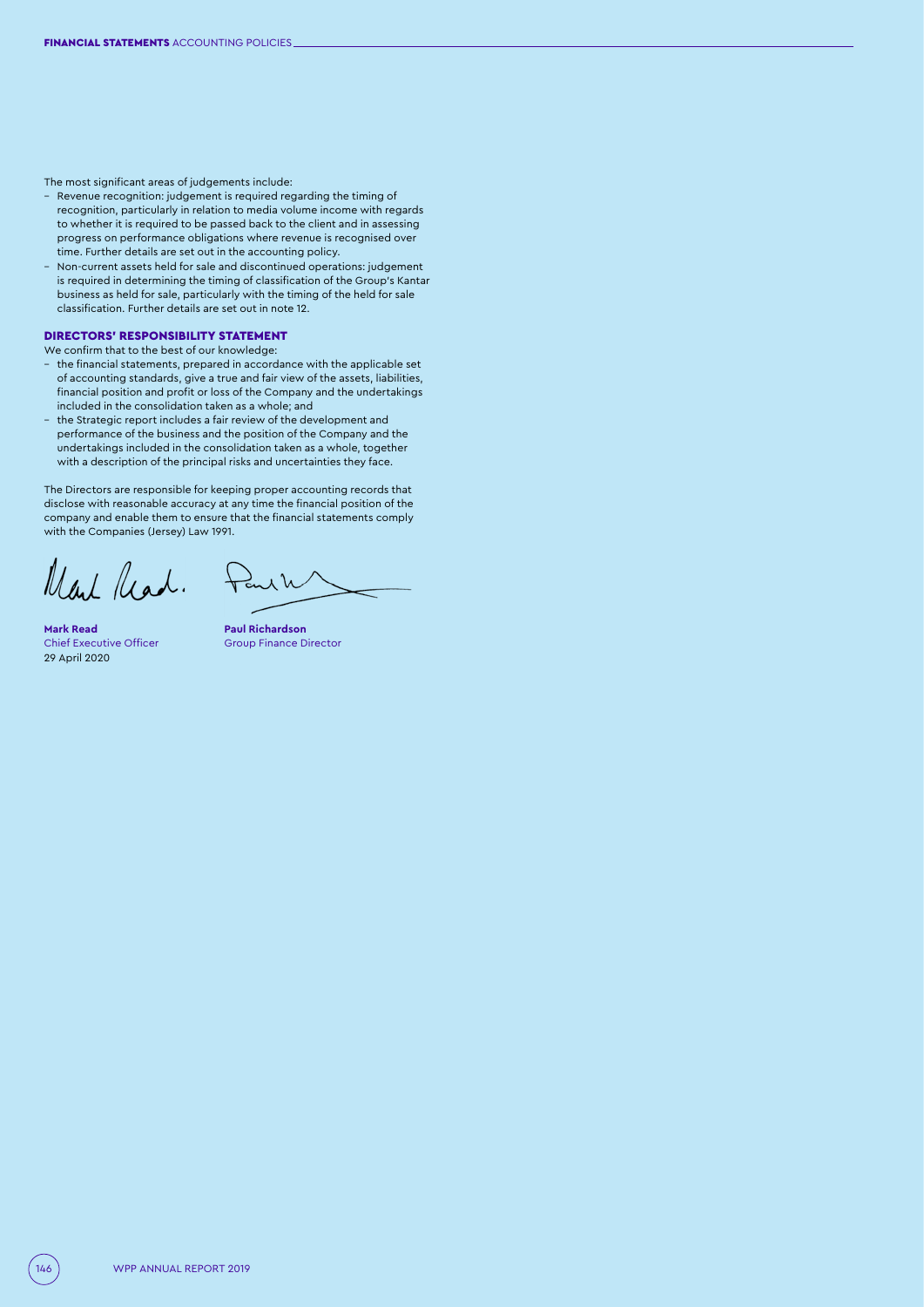The most significant areas of judgements include:

- Revenue recognition: judgement is required regarding the timing of recognition, particularly in relation to media volume income with regards to whether it is required to be passed back to the client and in assessing progress on performance obligations where revenue is recognised over time. Further details are set out in the accounting policy.
- Non-current assets held for sale and discontinued operations: judgement is required in determining the timing of classification of the Group's Kantar business as held for sale, particularly with the timing of the held for sale classification. Further details are set out in note 12.

## DIRECTORS' RESPONSIBILITY STATEMENT

We confirm that to the best of our knowledge:

- the financial statements, prepared in accordance with the applicable set of accounting standards, give a true and fair view of the assets, liabilities, financial position and profit or loss of the Company and the undertakings included in the consolidation taken as a whole; and
- the Strategic report includes a fair review of the development and performance of the business and the position of the Company and the undertakings included in the consolidation taken as a whole, together with a description of the principal risks and uncertainties they face.

The Directors are responsible for keeping proper accounting records that disclose with reasonable accuracy at any time the financial position of the company and enable them to ensure that the financial statements comply with the Companies (Jersey) Law 1991.

**Mark Read**
Chief Executive Officer
29 April 2020

**Paul Richardson**
Group Finance Director